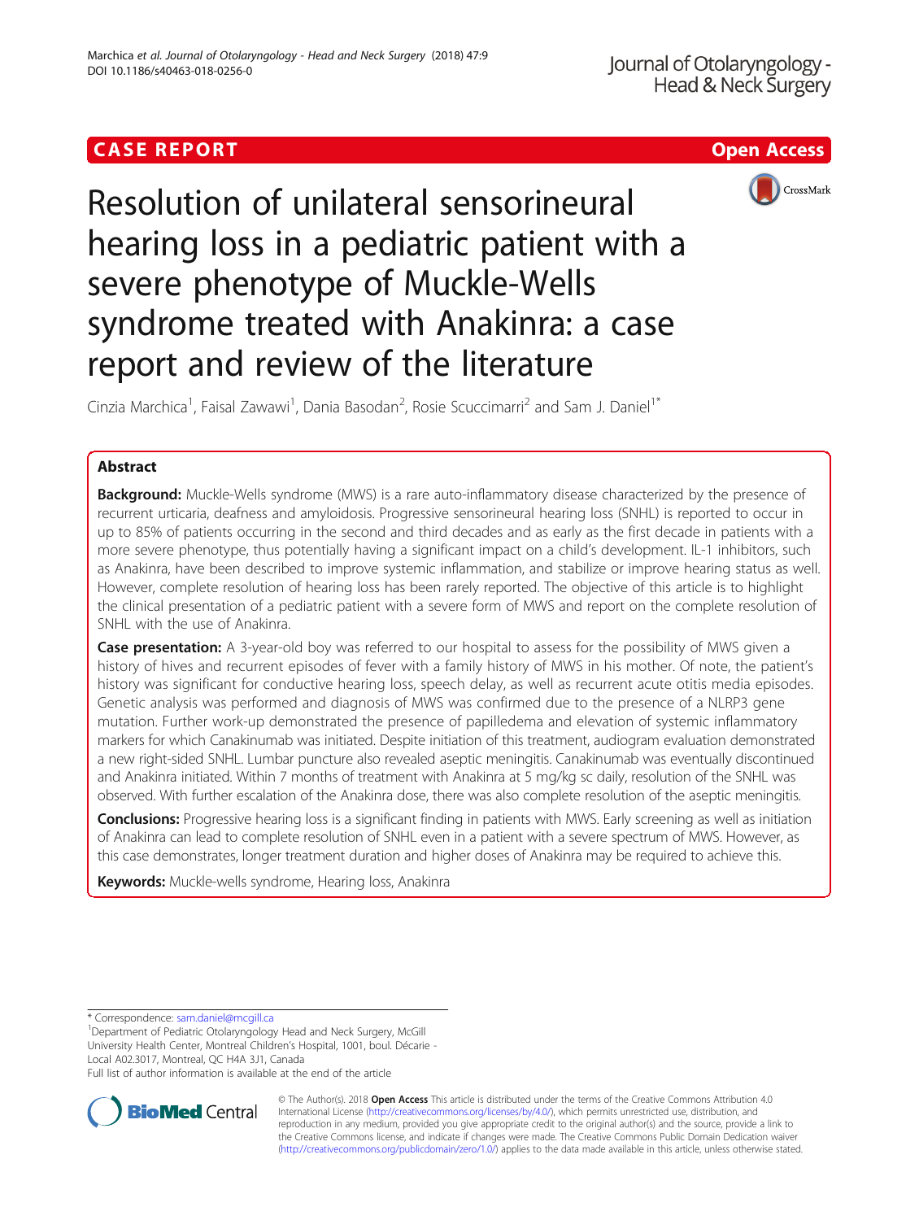CASE REPORT

Open Access

# Resolution of unilateral sensorineural hearing loss in a pediatric patient with a severe phenotype of Muckle-Wells syndrome treated with Anakinra: a case report and review of the literature

Cinzia Marchica[1], Faisal Zawawi[1], Dania Basodan[2], Rosie Scuccimarri[2] and Sam J. Daniel[1*]

## Abstract

**Background:** Muckle-Wells syndrome (MWS) is a rare auto-inflammatory disease characterized by the presence of recurrent urticaria, deafness and amyloidosis. Progressive sensorineural hearing loss (SNHL) is reported to occur in up to 85% of patients occurring in the second and third decades and as early as the first decade in patients with a more severe phenotype, thus potentially having a significant impact on a child's development. IL-1 inhibitors, such as Anakinra, have been described to improve systemic inflammation, and stabilize or improve hearing status as well. However, complete resolution of hearing loss has been rarely reported. The objective of this article is to highlight the clinical presentation of a pediatric patient with a severe form of MWS and report on the complete resolution of SNHL with the use of Anakinra.

**Case presentation:** A 3-year-old boy was referred to our hospital to assess for the possibility of MWS given a history of hives and recurrent episodes of fever with a family history of MWS in his mother. Of note, the patient's history was significant for conductive hearing loss, speech delay, as well as recurrent acute otitis media episodes. Genetic analysis was performed and diagnosis of MWS was confirmed due to the presence of a NLRP3 gene mutation. Further work-up demonstrated the presence of papilledema and elevation of systemic inflammatory markers for which Canakinumab was initiated. Despite initiation of this treatment, audiogram evaluation demonstrated a new right-sided SNHL. Lumbar puncture also revealed aseptic meningitis. Canakinumab was eventually discontinued and Anakinra initiated. Within 7 months of treatment with Anakinra at 5 mg/kg sc daily, resolution of the SNHL was observed. With further escalation of the Anakinra dose, there was also complete resolution of the aseptic meningitis.

**Conclusions:** Progressive hearing loss is a significant finding in patients with MWS. Early screening as well as initiation of Anakinra can lead to complete resolution of SNHL even in a patient with a severe spectrum of MWS. However, as this case demonstrates, longer treatment duration and higher doses of Anakinra may be required to achieve this.

**Keywords:** Muckle-wells syndrome, Hearing loss, Anakinra

\* Correspondence: sam.daniel@mcgill.ca

[1]Department of Pediatric Otolaryngology Head and Neck Surgery, McGill University Health Center, Montreal Children's Hospital, 1001, boul. Décarie - Local A02.3017, Montreal, QC H4A 3J1, Canada

Full list of author information is available at the end of the article

© The Author(s). 2018 **Open Access** This article is distributed under the terms of the Creative Commons Attribution 4.0 International License (http://creativecommons.org/licenses/by/4.0/), which permits unrestricted use, distribution, and reproduction in any medium, provided you give appropriate credit to the original author(s) and the source, provide a link to the Creative Commons license, and indicate if changes were made. The Creative Commons Public Domain Dedication waiver (http://creativecommons.org/publicdomain/zero/1.0/) applies to the data made available in this article, unless otherwise stated.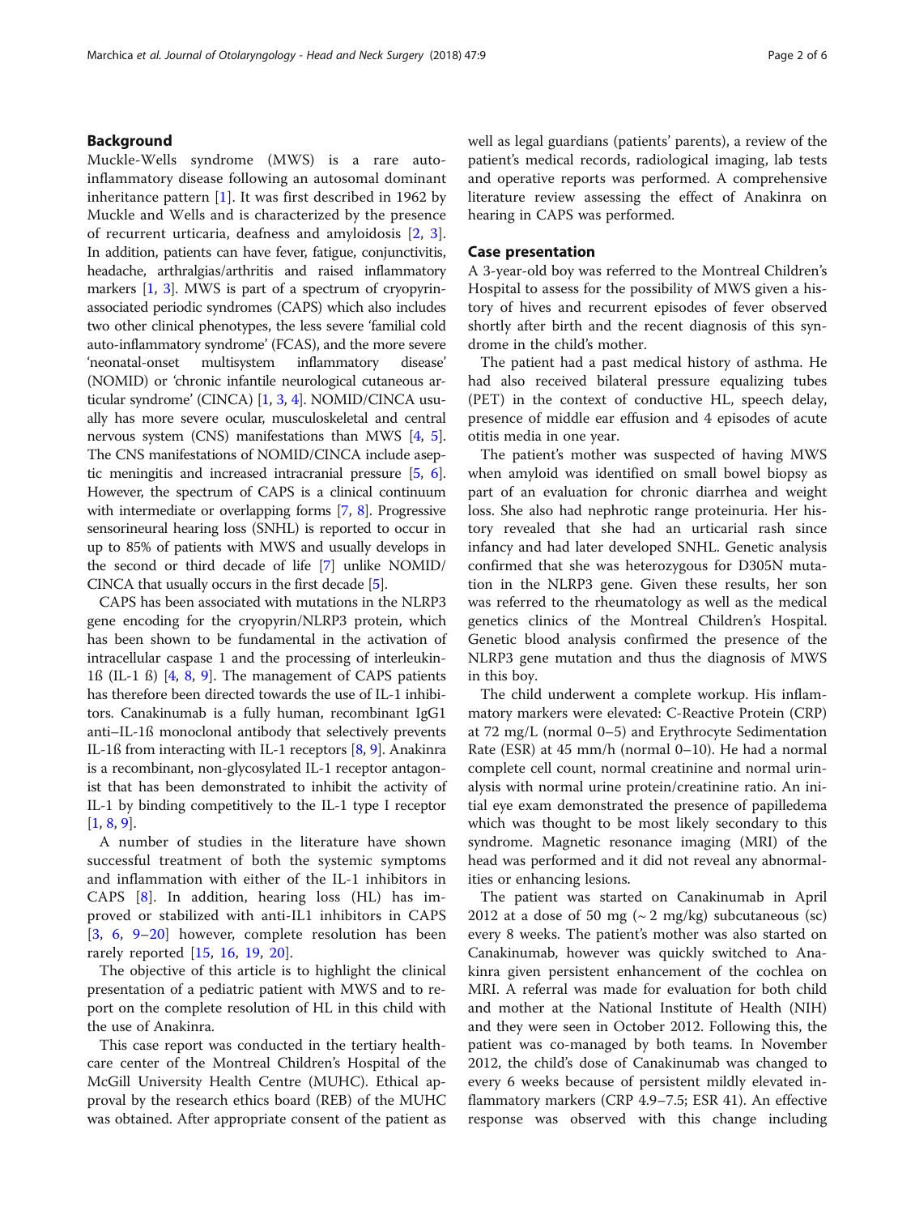## Background

Muckle-Wells syndrome (MWS) is a rare auto-inflammatory disease following an autosomal dominant inheritance pattern [1]. It was first described in 1962 by Muckle and Wells and is characterized by the presence of recurrent urticaria, deafness and amyloidosis [2, 3]. In addition, patients can have fever, fatigue, conjunctivitis, headache, arthralgias/arthritis and raised inflammatory markers [1, 3]. MWS is part of a spectrum of cryopyrin-associated periodic syndromes (CAPS) which also includes two other clinical phenotypes, the less severe 'familial cold auto-inflammatory syndrome' (FCAS), and the more severe 'neonatal-onset multisystem inflammatory disease' (NOMID) or 'chronic infantile neurological cutaneous articular syndrome' (CINCA) [1, 3, 4]. NOMID/CINCA usually has more severe ocular, musculoskeletal and central nervous system (CNS) manifestations than MWS [4, 5]. The CNS manifestations of NOMID/CINCA include aseptic meningitis and increased intracranial pressure [5, 6]. However, the spectrum of CAPS is a clinical continuum with intermediate or overlapping forms [7, 8]. Progressive sensorineural hearing loss (SNHL) is reported to occur in up to 85% of patients with MWS and usually develops in the second or third decade of life [7] unlike NOMID/CINCA that usually occurs in the first decade [5].

CAPS has been associated with mutations in the NLRP3 gene encoding for the cryopyrin/NLRP3 protein, which has been shown to be fundamental in the activation of intracellular caspase 1 and the processing of interleukin-1ß (IL-1 ß) [4, 8, 9]. The management of CAPS patients has therefore been directed towards the use of IL-1 inhibitors. Canakinumab is a fully human, recombinant IgG1 anti–IL-1ß monoclonal antibody that selectively prevents IL-1ß from interacting with IL-1 receptors [8, 9]. Anakinra is a recombinant, non-glycosylated IL-1 receptor antagonist that has been demonstrated to inhibit the activity of IL-1 by binding competitively to the IL-1 type I receptor [1, 8, 9].

A number of studies in the literature have shown successful treatment of both the systemic symptoms and inflammation with either of the IL-1 inhibitors in CAPS [8]. In addition, hearing loss (HL) has improved or stabilized with anti-IL1 inhibitors in CAPS [3, 6, 9–20] however, complete resolution has been rarely reported [15, 16, 19, 20].

The objective of this article is to highlight the clinical presentation of a pediatric patient with MWS and to report on the complete resolution of HL in this child with the use of Anakinra.

This case report was conducted in the tertiary health-care center of the Montreal Children's Hospital of the McGill University Health Centre (MUHC). Ethical approval by the research ethics board (REB) of the MUHC was obtained. After appropriate consent of the patient as well as legal guardians (patients' parents), a review of the patient's medical records, radiological imaging, lab tests and operative reports was performed. A comprehensive literature review assessing the effect of Anakinra on hearing in CAPS was performed.

## Case presentation

A 3-year-old boy was referred to the Montreal Children's Hospital to assess for the possibility of MWS given a history of hives and recurrent episodes of fever observed shortly after birth and the recent diagnosis of this syndrome in the child's mother.

The patient had a past medical history of asthma. He had also received bilateral pressure equalizing tubes (PET) in the context of conductive HL, speech delay, presence of middle ear effusion and 4 episodes of acute otitis media in one year.

The patient's mother was suspected of having MWS when amyloid was identified on small bowel biopsy as part of an evaluation for chronic diarrhea and weight loss. She also had nephrotic range proteinuria. Her history revealed that she had an urticarial rash since infancy and had later developed SNHL. Genetic analysis confirmed that she was heterozygous for D305N mutation in the NLRP3 gene. Given these results, her son was referred to the rheumatology as well as the medical genetics clinics of the Montreal Children's Hospital. Genetic blood analysis confirmed the presence of the NLRP3 gene mutation and thus the diagnosis of MWS in this boy.

The child underwent a complete workup. His inflammatory markers were elevated: C-Reactive Protein (CRP) at 72 mg/L (normal 0–5) and Erythrocyte Sedimentation Rate (ESR) at 45 mm/h (normal 0–10). He had a normal complete cell count, normal creatinine and normal urinalysis with normal urine protein/creatinine ratio. An initial eye exam demonstrated the presence of papilledema which was thought to be most likely secondary to this syndrome. Magnetic resonance imaging (MRI) of the head was performed and it did not reveal any abnormalities or enhancing lesions.

The patient was started on Canakinumab in April 2012 at a dose of 50 mg (~ 2 mg/kg) subcutaneous (sc) every 8 weeks. The patient's mother was also started on Canakinumab, however was quickly switched to Anakinra given persistent enhancement of the cochlea on MRI. A referral was made for evaluation for both child and mother at the National Institute of Health (NIH) and they were seen in October 2012. Following this, the patient was co-managed by both teams. In November 2012, the child's dose of Canakinumab was changed to every 6 weeks because of persistent mildly elevated inflammatory markers (CRP 4.9–7.5; ESR 41). An effective response was observed with this change including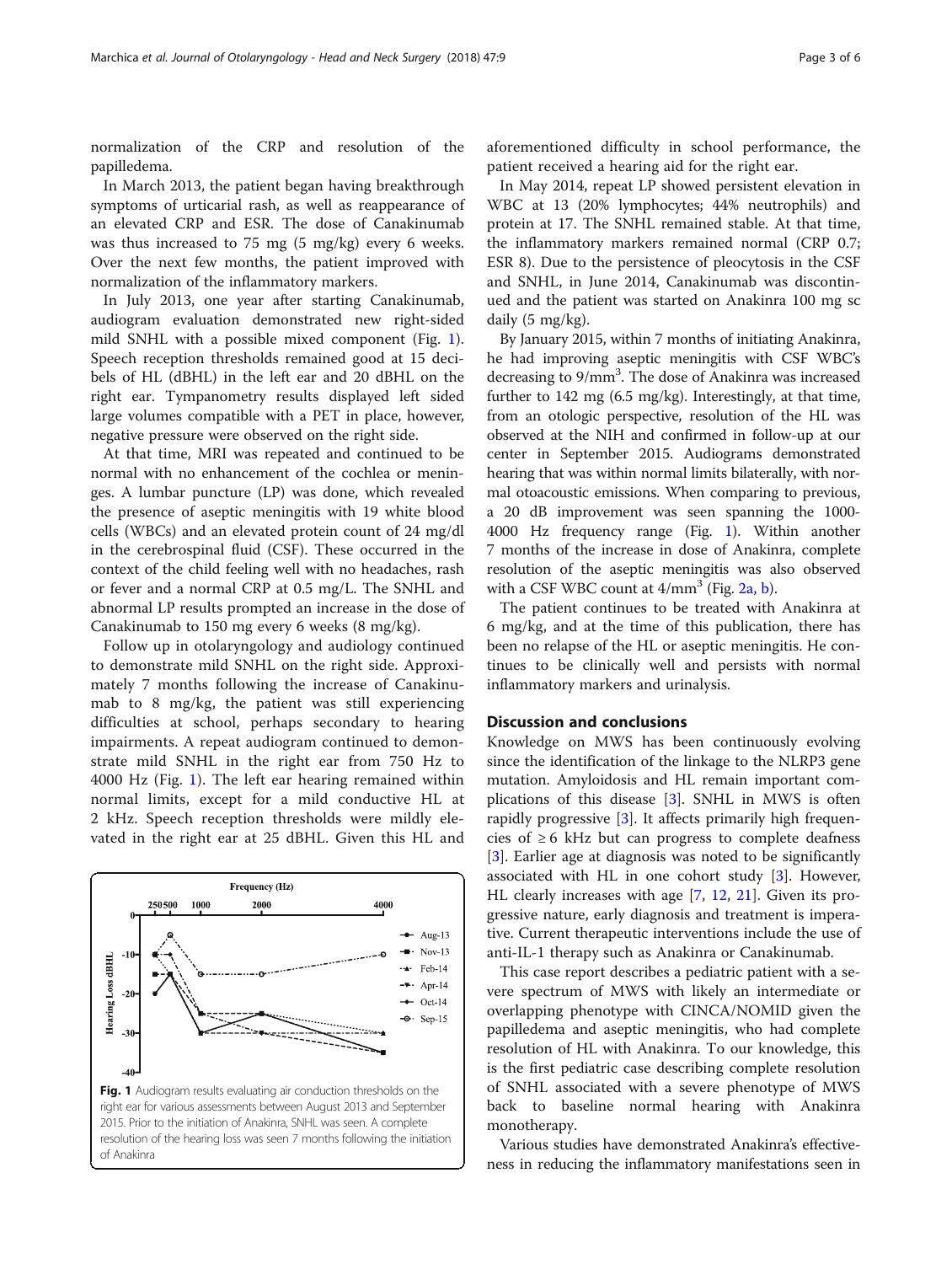normalization of the CRP and resolution of the papilledema.

In March 2013, the patient began having breakthrough symptoms of urticarial rash, as well as reappearance of an elevated CRP and ESR. The dose of Canakinumab was thus increased to 75 mg (5 mg/kg) every 6 weeks. Over the next few months, the patient improved with normalization of the inflammatory markers.

In July 2013, one year after starting Canakinumab, audiogram evaluation demonstrated new right-sided mild SNHL with a possible mixed component (Fig. 1). Speech reception thresholds remained good at 15 decibels of HL (dBHL) in the left ear and 20 dBHL on the right ear. Tympanometry results displayed left sided large volumes compatible with a PET in place, however, negative pressure were observed on the right side.

At that time, MRI was repeated and continued to be normal with no enhancement of the cochlea or meninges. A lumbar puncture (LP) was done, which revealed the presence of aseptic meningitis with 19 white blood cells (WBCs) and an elevated protein count of 24 mg/dl in the cerebrospinal fluid (CSF). These occurred in the context of the child feeling well with no headaches, rash or fever and a normal CRP at 0.5 mg/L. The SNHL and abnormal LP results prompted an increase in the dose of Canakinumab to 150 mg every 6 weeks (8 mg/kg).

Follow up in otolaryngology and audiology continued to demonstrate mild SNHL on the right side. Approximately 7 months following the increase of Canakinumab to 8 mg/kg, the patient was still experiencing difficulties at school, perhaps secondary to hearing impairments. A repeat audiogram continued to demonstrate mild SNHL in the right ear from 750 Hz to 4000 Hz (Fig. 1). The left ear hearing remained within normal limits, except for a mild conductive HL at 2 kHz. Speech reception thresholds were mildly elevated in the right ear at 25 dBHL. Given this HL and aforementioned difficulty in school performance, the patient received a hearing aid for the right ear.

**Fig. 1** Audiogram results evaluating air conduction thresholds on the right ear for various assessments between August 2013 and September 2015. Prior to the initiation of Anakinra, SNHL was seen. A complete resolution of the hearing loss was seen 7 months following the initiation of Anakinra

In May 2014, repeat LP showed persistent elevation in WBC at 13 (20% lymphocytes; 44% neutrophils) and protein at 17. The SNHL remained stable. At that time, the inflammatory markers remained normal (CRP 0.7; ESR 8). Due to the persistence of pleocytosis in the CSF and SNHL, in June 2014, Canakinumab was discontinued and the patient was started on Anakinra 100 mg sc daily (5 mg/kg).

By January 2015, within 7 months of initiating Anakinra, he had improving aseptic meningitis with CSF WBC's decreasing to 9/mm$^3$. The dose of Anakinra was increased further to 142 mg (6.5 mg/kg). Interestingly, at that time, from an otologic perspective, resolution of the HL was observed at the NIH and confirmed in follow-up at our center in September 2015. Audiograms demonstrated hearing that was within normal limits bilaterally, with normal otoacoustic emissions. When comparing to previous, a 20 dB improvement was seen spanning the 1000-4000 Hz frequency range (Fig. 1). Within another 7 months of the increase in dose of Anakinra, complete resolution of the aseptic meningitis was also observed with a CSF WBC count at 4/mm$^3$ (Fig. 2a, b).

The patient continues to be treated with Anakinra at 6 mg/kg, and at the time of this publication, there has been no relapse of the HL or aseptic meningitis. He continues to be clinically well and persists with normal inflammatory markers and urinalysis.

## Discussion and conclusions

Knowledge on MWS has been continuously evolving since the identification of the linkage to the NLRP3 gene mutation. Amyloidosis and HL remain important complications of this disease [3]. SNHL in MWS is often rapidly progressive [3]. It affects primarily high frequencies of ≥ 6 kHz but can progress to complete deafness [3]. Earlier age at diagnosis was noted to be significantly associated with HL in one cohort study [3]. However, HL clearly increases with age [7, 12, 21]. Given its progressive nature, early diagnosis and treatment is imperative. Current therapeutic interventions include the use of anti-IL-1 therapy such as Anakinra or Canakinumab.

This case report describes a pediatric patient with a severe spectrum of MWS with likely an intermediate or overlapping phenotype with CINCA/NOMID given the papilledema and aseptic meningitis, who had complete resolution of HL with Anakinra. To our knowledge, this is the first pediatric case describing complete resolution of SNHL associated with a severe phenotype of MWS back to baseline normal hearing with Anakinra monotherapy.

Various studies have demonstrated Anakinra's effectiveness in reducing the inflammatory manifestations seen in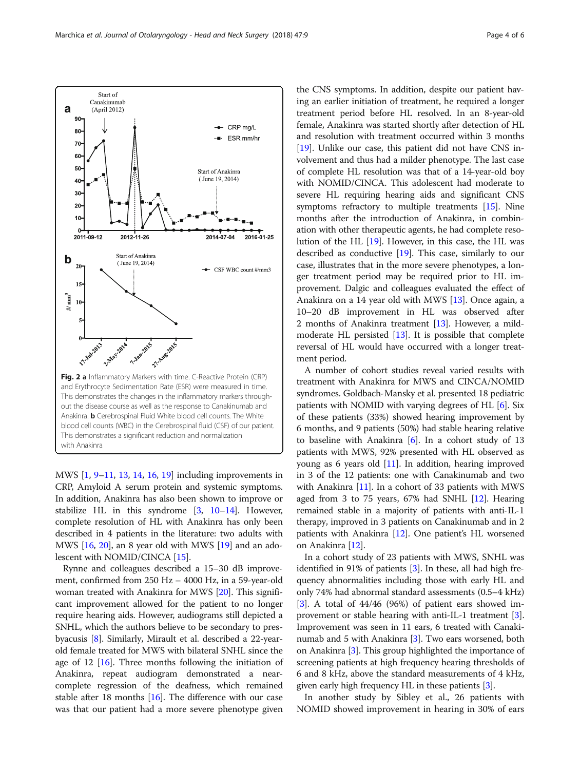Fig. 2 **a** Inflammatory Markers with time. C-Reactive Protein (CRP) and Erythrocyte Sedimentation Rate (ESR) were measured in time. This demonstrates the changes in the inflammatory markers throughout the disease course as well as the response to Canakinumab and Anakinra. **b** Cerebrospinal Fluid White blood cell counts. The White blood cell counts (WBC) in the Cerebrospinal fluid (CSF) of our patient. This demonstrates a significant reduction and normalization with Anakinra

MWS [1, 9–11, 13, 14, 16, 19] including improvements in CRP, Amyloid A serum protein and systemic symptoms. In addition, Anakinra has also been shown to improve or stabilize HL in this syndrome [3, 10–14]. However, complete resolution of HL with Anakinra has only been described in 4 patients in the literature: two adults with MWS [16, 20], an 8 year old with MWS [19] and an adolescent with NOMID/CINCA [15].

Rynne and colleagues described a 15–30 dB improvement, confirmed from 250 Hz – 4000 Hz, in a 59-year-old woman treated with Anakinra for MWS [20]. This significant improvement allowed for the patient to no longer require hearing aids. However, audiograms still depicted a SNHL, which the authors believe to be secondary to presbyacusis [8]. Similarly, Mirault et al. described a 22-year-old female treated for MWS with bilateral SNHL since the age of 12 [16]. Three months following the initiation of Anakinra, repeat audiogram demonstrated a near-complete regression of the deafness, which remained stable after 18 months [16]. The difference with our case was that our patient had a more severe phenotype given the CNS symptoms. In addition, despite our patient having an earlier initiation of treatment, he required a longer treatment period before HL resolved. In an 8-year-old female, Anakinra was started shortly after detection of HL and resolution with treatment occurred within 3 months [19]. Unlike our case, this patient did not have CNS involvement and thus had a milder phenotype. The last case of complete HL resolution was that of a 14-year-old boy with NOMID/CINCA. This adolescent had moderate to severe HL requiring hearing aids and significant CNS symptoms refractory to multiple treatments [15]. Nine months after the introduction of Anakinra, in combination with other therapeutic agents, he had complete resolution of the HL [19]. However, in this case, the HL was described as conductive [19]. This case, similarly to our case, illustrates that in the more severe phenotypes, a longer treatment period may be required prior to HL improvement. Dalgic and colleagues evaluated the effect of Anakinra on a 14 year old with MWS [13]. Once again, a 10–20 dB improvement in HL was observed after 2 months of Anakinra treatment [13]. However, a mild-moderate HL persisted [13]. It is possible that complete reversal of HL would have occurred with a longer treatment period.

A number of cohort studies reveal varied results with treatment with Anakinra for MWS and CINCA/NOMID syndromes. Goldbach-Mansky et al. presented 18 pediatric patients with NOMID with varying degrees of HL [6]. Six of these patients (33%) showed hearing improvement by 6 months, and 9 patients (50%) had stable hearing relative to baseline with Anakinra [6]. In a cohort study of 13 patients with MWS, 92% presented with HL observed as young as 6 years old [11]. In addition, hearing improved in 3 of the 12 patients: one with Canakinumab and two with Anakinra [11]. In a cohort of 33 patients with MWS aged from 3 to 75 years, 67% had SNHL [12]. Hearing remained stable in a majority of patients with anti-IL-1 therapy, improved in 3 patients on Canakinumab and in 2 patients with Anakinra [12]. One patient's HL worsened on Anakinra [12].

In a cohort study of 23 patients with MWS, SNHL was identified in 91% of patients [3]. In these, all had high frequency abnormalities including those with early HL and only 74% had abnormal standard assessments (0.5–4 kHz) [3]. A total of 44/46 (96%) of patient ears showed improvement or stable hearing with anti-IL-1 treatment [3]. Improvement was seen in 11 ears, 6 treated with Canakinumab and 5 with Anakinra [3]. Two ears worsened, both on Anakinra [3]. This group highlighted the importance of screening patients at high frequency hearing thresholds of 6 and 8 kHz, above the standard measurements of 4 kHz, given early high frequency HL in these patients [3].

In another study by Sibley et al., 26 patients with NOMID showed improvement in hearing in 30% of ears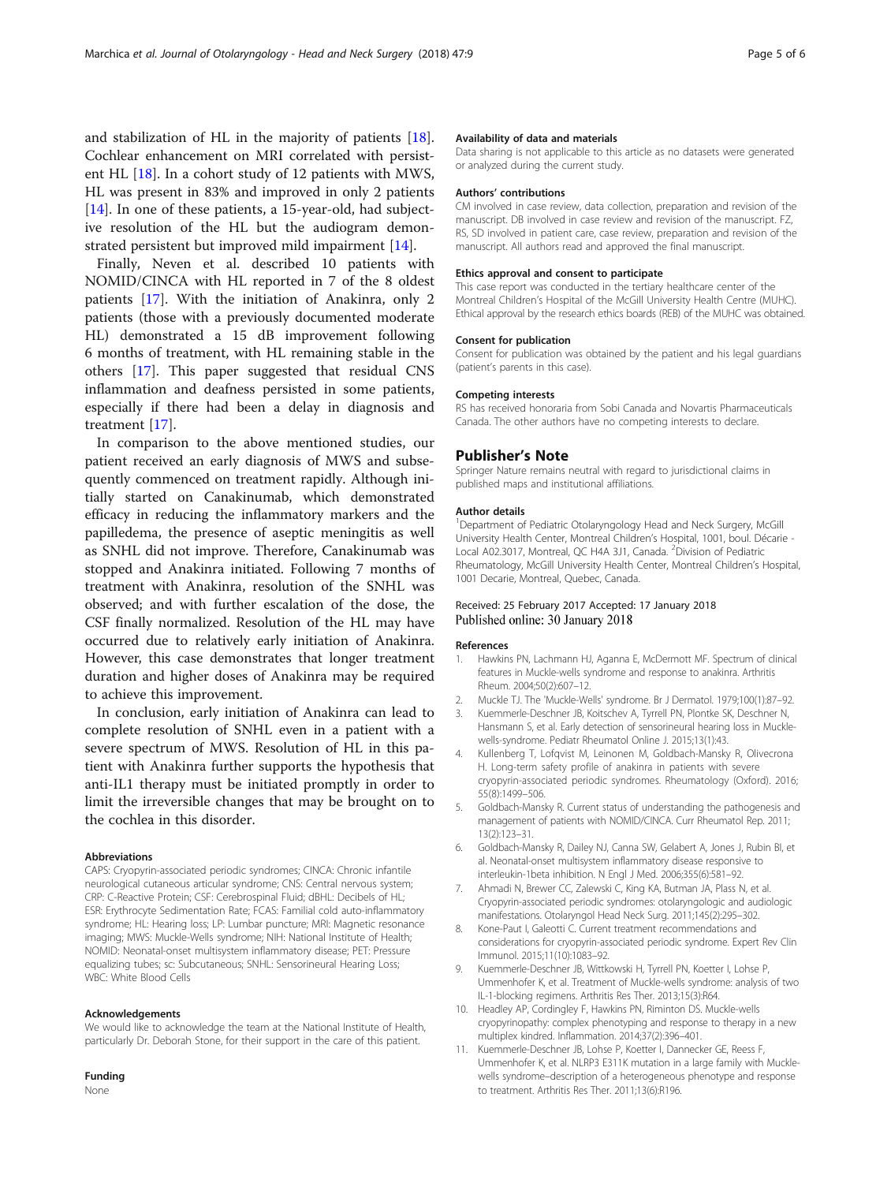and stabilization of HL in the majority of patients [18]. Cochlear enhancement on MRI correlated with persistent HL [18]. In a cohort study of 12 patients with MWS, HL was present in 83% and improved in only 2 patients [14]. In one of these patients, a 15-year-old, had subjective resolution of the HL but the audiogram demonstrated persistent but improved mild impairment [14].

Finally, Neven et al. described 10 patients with NOMID/CINCA with HL reported in 7 of the 8 oldest patients [17]. With the initiation of Anakinra, only 2 patients (those with a previously documented moderate HL) demonstrated a 15 dB improvement following 6 months of treatment, with HL remaining stable in the others [17]. This paper suggested that residual CNS inflammation and deafness persisted in some patients, especially if there had been a delay in diagnosis and treatment [17].

In comparison to the above mentioned studies, our patient received an early diagnosis of MWS and subsequently commenced on treatment rapidly. Although initially started on Canakinumab, which demonstrated efficacy in reducing the inflammatory markers and the papilledema, the presence of aseptic meningitis as well as SNHL did not improve. Therefore, Canakinumab was stopped and Anakinra initiated. Following 7 months of treatment with Anakinra, resolution of the SNHL was observed; and with further escalation of the dose, the CSF finally normalized. Resolution of the HL may have occurred due to relatively early initiation of Anakinra. However, this case demonstrates that longer treatment duration and higher doses of Anakinra may be required to achieve this improvement.

In conclusion, early initiation of Anakinra can lead to complete resolution of SNHL even in a patient with a severe spectrum of MWS. Resolution of HL in this patient with Anakinra further supports the hypothesis that anti-IL1 therapy must be initiated promptly in order to limit the irreversible changes that may be brought on to the cochlea in this disorder.

#### Abbreviations

CAPS: Cryopyrin-associated periodic syndromes; CINCA: Chronic infantile neurological cutaneous articular syndrome; CNS: Central nervous system; CRP: C-Reactive Protein; CSF: Cerebrospinal Fluid; dBHL: Decibels of HL; ESR: Erythrocyte Sedimentation Rate; FCAS: Familial cold auto-inflammatory syndrome; HL: Hearing loss; LP: Lumbar puncture; MRI: Magnetic resonance imaging; MWS: Muckle-Wells syndrome; NIH: National Institute of Health; NOMID: Neonatal-onset multisystem inflammatory disease; PET: Pressure equalizing tubes; sc: Subcutaneous; SNHL: Sensorineural Hearing Loss; WBC: White Blood Cells

#### Acknowledgements

We would like to acknowledge the team at the National Institute of Health, particularly Dr. Deborah Stone, for their support in the care of this patient.

#### Funding

None

#### Availability of data and materials

Data sharing is not applicable to this article as no datasets were generated or analyzed during the current study.

#### Authors' contributions

CM involved in case review, data collection, preparation and revision of the manuscript. DB involved in case review and revision of the manuscript. FZ, RS, SD involved in patient care, case review, preparation and revision of the manuscript. All authors read and approved the final manuscript.

#### Ethics approval and consent to participate

This case report was conducted in the tertiary healthcare center of the Montreal Children's Hospital of the McGill University Health Centre (MUHC). Ethical approval by the research ethics boards (REB) of the MUHC was obtained.

#### Consent for publication

Consent for publication was obtained by the patient and his legal guardians (patient's parents in this case).

#### Competing interests

RS has received honoraria from Sobi Canada and Novartis Pharmaceuticals Canada. The other authors have no competing interests to declare.

## Publisher's Note

Springer Nature remains neutral with regard to jurisdictional claims in published maps and institutional affiliations.

#### Author details

[1]Department of Pediatric Otolaryngology Head and Neck Surgery, McGill University Health Center, Montreal Children's Hospital, 1001, boul. Décarie - Local A02.3017, Montreal, QC H4A 3J1, Canada. [2]Division of Pediatric Rheumatology, McGill University Health Center, Montreal Children's Hospital, 1001 Decarie, Montreal, Quebec, Canada.

Received: 25 February 2017 Accepted: 17 January 2018
Published online: 30 January 2018

#### References

1. Hawkins PN, Lachmann HJ, Aganna E, McDermott MF. Spectrum of clinical features in Muckle-wells syndrome and response to anakinra. Arthritis Rheum. 2004;50(2):607–12.
2. Muckle TJ. The 'Muckle-Wells' syndrome. Br J Dermatol. 1979;100(1):87–92.
3. Kuemmerle-Deschner JB, Koitschev A, Tyrrell PN, Plontke SK, Deschner N, Hansmann S, et al. Early detection of sensorineural hearing loss in Muckle-wells-syndrome. Pediatr Rheumatol Online J. 2015;13(1):43.
4. Kullenberg T, Lofqvist M, Leinonen M, Goldbach-Mansky R, Olivecrona H. Long-term safety profile of anakinra in patients with severe cryopyrin-associated periodic syndromes. Rheumatology (Oxford). 2016; 55(8):1499–506.
5. Goldbach-Mansky R. Current status of understanding the pathogenesis and management of patients with NOMID/CINCA. Curr Rheumatol Rep. 2011; 13(2):123–31.
6. Goldbach-Mansky R, Dailey NJ, Canna SW, Gelabert A, Jones J, Rubin BI, et al. Neonatal-onset multisystem inflammatory disease responsive to interleukin-1beta inhibition. N Engl J Med. 2006;355(6):581–92.
7. Ahmadi N, Brewer CC, Zalewski C, King KA, Butman JA, Plass N, et al. Cryopyrin-associated periodic syndromes: otolaryngologic and audiologic manifestations. Otolaryngol Head Neck Surg. 2011;145(2):295–302.
8. Kone-Paut I, Galeotti C. Current treatment recommendations and considerations for cryopyrin-associated periodic syndrome. Expert Rev Clin Immunol. 2015;11(10):1083–92.
9. Kuemmerle-Deschner JB, Wittkowski H, Tyrrell PN, Koetter I, Lohse P, Ummenhofer K, et al. Treatment of Muckle-wells syndrome: analysis of two IL-1-blocking regimens. Arthritis Res Ther. 2013;15(3):R64.
10. Headley AP, Cordingley F, Hawkins PN, Riminton DS. Muckle-wells cryopyrinopathy: complex phenotyping and response to therapy in a new multiplex kindred. Inflammation. 2014;37(2):396–401.
11. Kuemmerle-Deschner JB, Lohse P, Koetter I, Dannecker GE, Reess F, Ummenhofer K, et al. NLRP3 E311K mutation in a large family with Muckle-wells syndrome–description of a heterogeneous phenotype and response to treatment. Arthritis Res Ther. 2011;13(6):R196.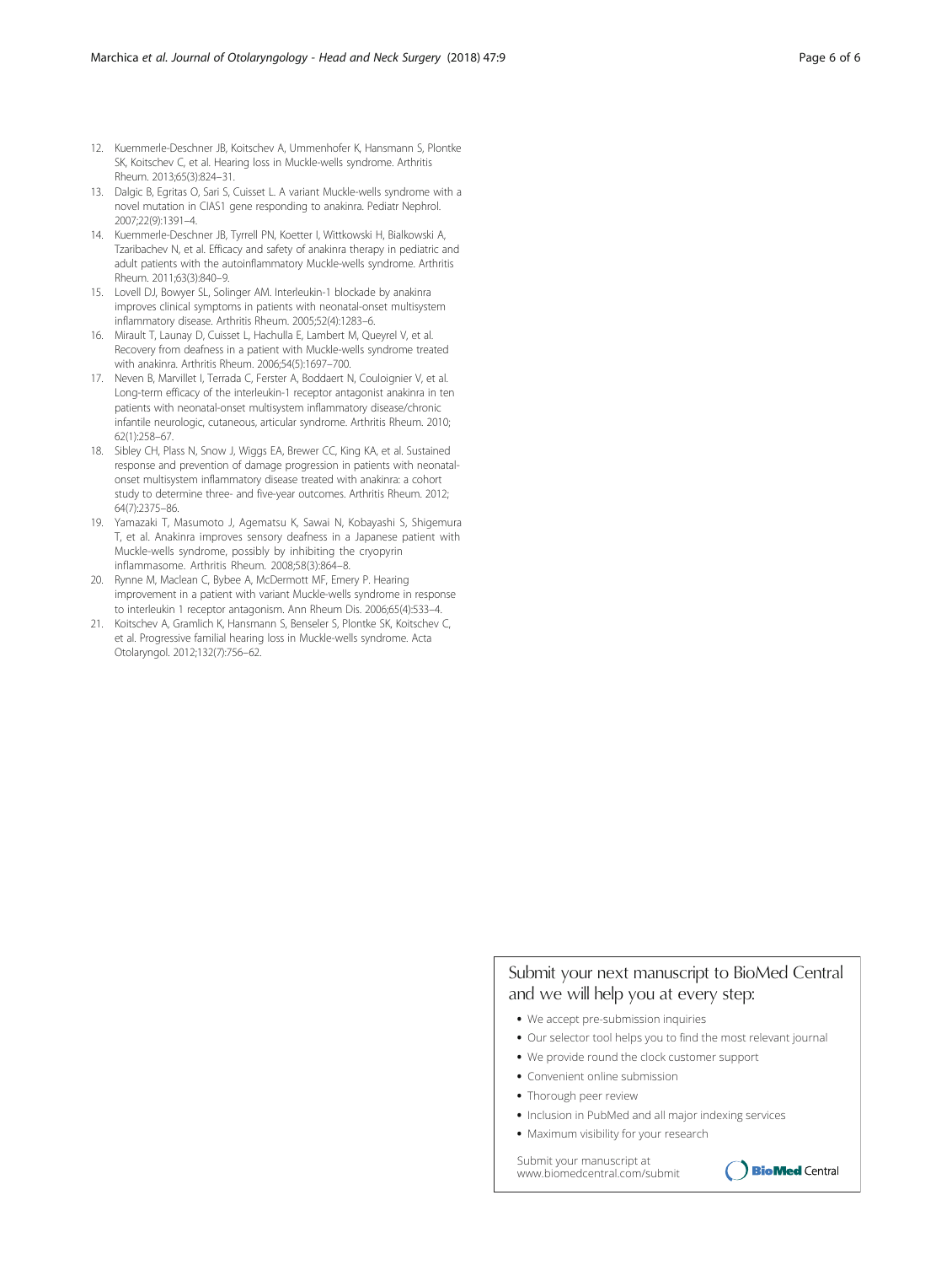12. Kuemmerle-Deschner JB, Koitschev A, Ummenhofer K, Hansmann S, Plontke SK, Koitschev C, et al. Hearing loss in Muckle-wells syndrome. Arthritis Rheum. 2013;65(3):824–31.
13. Dalgic B, Egritas O, Sari S, Cuisset L. A variant Muckle-wells syndrome with a novel mutation in CIAS1 gene responding to anakinra. Pediatr Nephrol. 2007;22(9):1391–4.
14. Kuemmerle-Deschner JB, Tyrrell PN, Koetter I, Wittkowski H, Bialkowski A, Tzaribachev N, et al. Efficacy and safety of anakinra therapy in pediatric and adult patients with the autoinflammatory Muckle-wells syndrome. Arthritis Rheum. 2011;63(3):840–9.
15. Lovell DJ, Bowyer SL, Solinger AM. Interleukin-1 blockade by anakinra improves clinical symptoms in patients with neonatal-onset multisystem inflammatory disease. Arthritis Rheum. 2005;52(4):1283–6.
16. Mirault T, Launay D, Cuisset L, Hachulla E, Lambert M, Queyrel V, et al. Recovery from deafness in a patient with Muckle-wells syndrome treated with anakinra. Arthritis Rheum. 2006;54(5):1697–700.
17. Neven B, Marvillet I, Terrada C, Ferster A, Boddaert N, Couloignier V, et al. Long-term efficacy of the interleukin-1 receptor antagonist anakinra in ten patients with neonatal-onset multisystem inflammatory disease/chronic infantile neurologic, cutaneous, articular syndrome. Arthritis Rheum. 2010; 62(1):258–67.
18. Sibley CH, Plass N, Snow J, Wiggs EA, Brewer CC, King KA, et al. Sustained response and prevention of damage progression in patients with neonatal-onset multisystem inflammatory disease treated with anakinra: a cohort study to determine three- and five-year outcomes. Arthritis Rheum. 2012; 64(7):2375–86.
19. Yamazaki T, Masumoto J, Agematsu K, Sawai N, Kobayashi S, Shigemura T, et al. Anakinra improves sensory deafness in a Japanese patient with Muckle-wells syndrome, possibly by inhibiting the cryopyrin inflammasome. Arthritis Rheum. 2008;58(3):864–8.
20. Rynne M, Maclean C, Bybee A, McDermott MF, Emery P. Hearing improvement in a patient with variant Muckle-wells syndrome in response to interleukin 1 receptor antagonism. Ann Rheum Dis. 2006;65(4):533–4.
21. Koitschev A, Gramlich K, Hansmann S, Benseler S, Plontke SK, Koitschev C, et al. Progressive familial hearing loss in Muckle-wells syndrome. Acta Otolaryngol. 2012;132(7):756–62.

Submit your next manuscript to BioMed Central and we will help you at every step:

- We accept pre-submission inquiries
- Our selector tool helps you to find the most relevant journal
- We provide round the clock customer support
- Convenient online submission
- Thorough peer review
- Inclusion in PubMed and all major indexing services
- Maximum visibility for your research

Submit your manuscript at www.biomedcentral.com/submit

BioMed Central